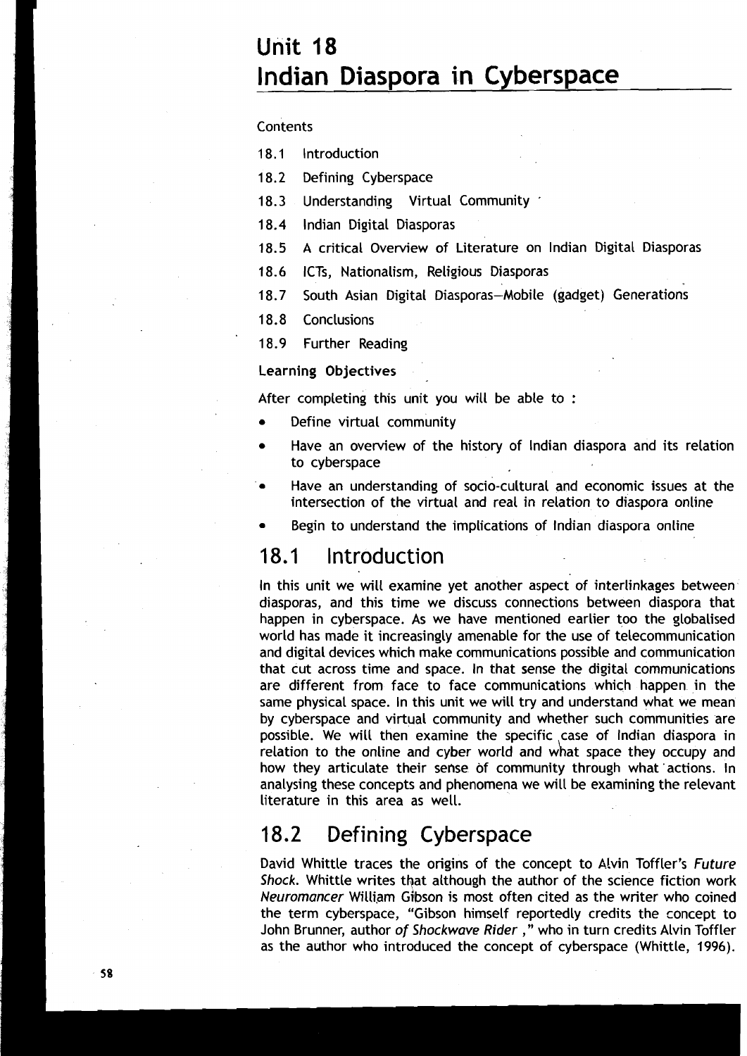# Unit 18
# Indian Diaspora in Cyberspace

Contents

18.1 Introduction

18.2 Defining Cyberspace

18.3 Understanding Virtual Community

18.4 Indian Digital Diasporas

18.5 A critical Overview of Literature on Indian Digital Diasporas

18.6 ICTs, Nationalism, Religious Diasporas

18.7 South Asian Digital Diasporas—Mobile (gadget) Generations

18.8 Conclusions

18.9 Further Reading

**Learning Objectives**

After completing this unit you will be able to :

- Define virtual community
- Have an overview of the history of Indian diaspora and its relation to cyberspace
- Have an understanding of socio-cultural and economic issues at the intersection of the virtual and real in relation to diaspora online
- Begin to understand the implications of Indian diaspora online

## 18.1 Introduction

In this unit we will examine yet another aspect of interlinkages between diasporas, and this time we discuss connections between diaspora that happen in cyberspace. As we have mentioned earlier too the globalised world has made it increasingly amenable for the use of telecommunication and digital devices which make communications possible and communication that cut across time and space. In that sense the digital communications are different from face to face communications which happen in the same physical space. In this unit we will try and understand what we mean by cyberspace and virtual community and whether such communities are possible. We will then examine the specific case of Indian diaspora in relation to the online and cyber world and what space they occupy and how they articulate their sense of community through what actions. In analysing these concepts and phenomena we will be examining the relevant literature in this area as well.

## 18.2 Defining Cyberspace

David Whittle traces the origins of the concept to Alvin Toffler's *Future Shock*. Whittle writes that although the author of the science fiction work *Neuromancer* William Gibson is most often cited as the writer who coined the term cyberspace, "Gibson himself reportedly credits the concept to John Brunner, author *of Shockwave Rider* ," who in turn credits Alvin Toffler as the author who introduced the concept of cyberspace (Whittle, 1996).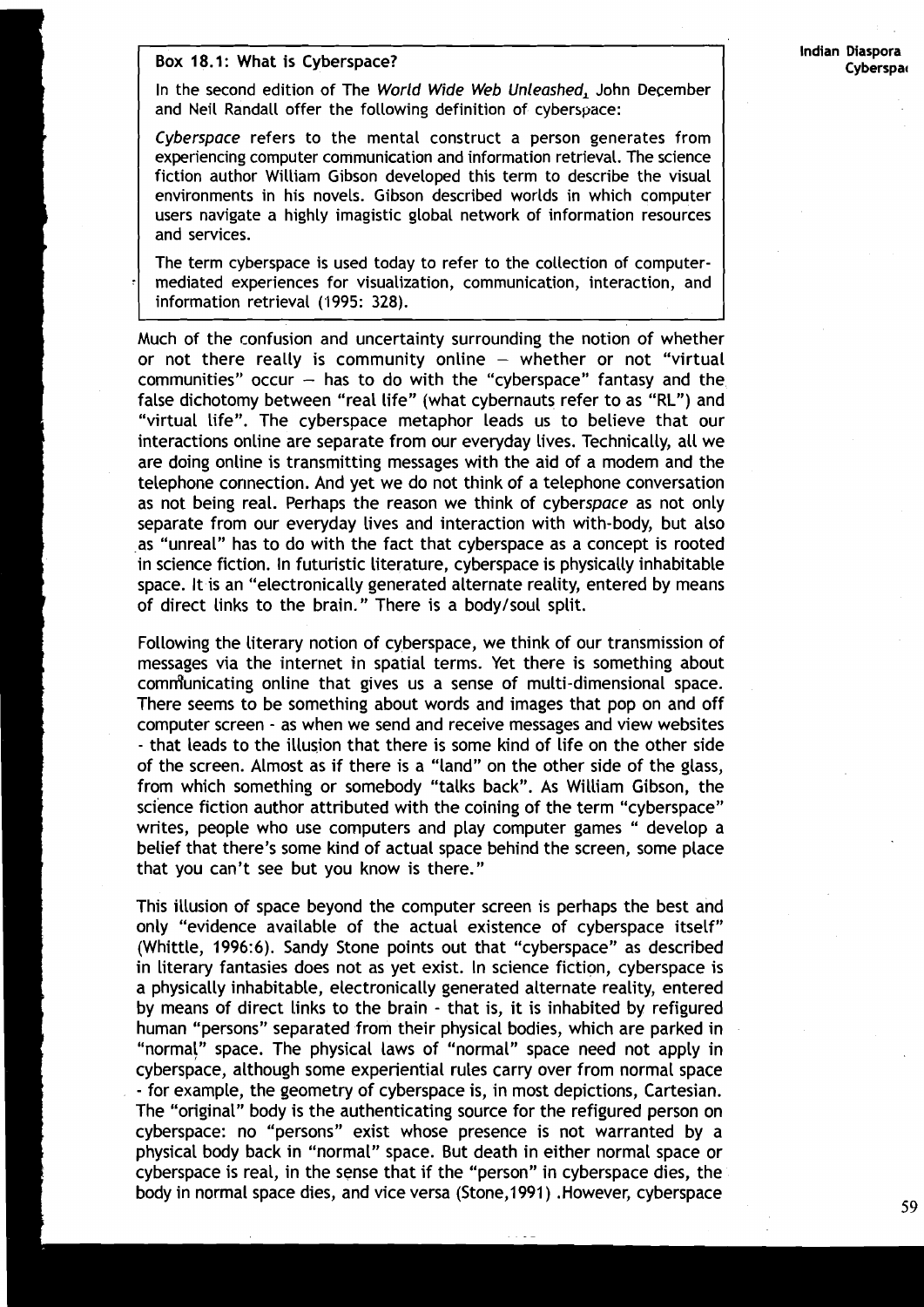**Box 18.1: What is Cyberspace?**

In the second edition of The *World Wide Web Unleashed*, John December and Neil Randall offer the following definition of cyberspace:

*Cyberspace* refers to the mental construct a person generates from experiencing computer communication and information retrieval. The science fiction author William Gibson developed this term to describe the visual environments in his novels. Gibson described worlds in which computer users navigate a highly imagistic global network of information resources and services.

The term cyberspace is used today to refer to the collection of computer-mediated experiences for visualization, communication, interaction, and information retrieval (1995: 328).

Much of the confusion and uncertainty surrounding the notion of whether or not there really is community online – whether or not "virtual communities" occur – has to do with the "cyberspace" fantasy and the false dichotomy between "real life" (what cybernauts refer to as "RL") and "virtual life". The cyberspace metaphor leads us to believe that our interactions online are separate from our everyday lives. Technically, all we are doing online is transmitting messages with the aid of a modem and the telephone connection. And yet we do not think of a telephone conversation as not being real. Perhaps the reason we think of cyber*space* as not only separate from our everyday lives and interaction with with-body, but also as "unreal" has to do with the fact that cyberspace as a concept is rooted in science fiction. In futuristic literature, cyberspace is physically inhabitable space. It is an "electronically generated alternate reality, entered by means of direct links to the brain." There is a body/soul split.

Following the literary notion of cyberspace, we think of our transmission of messages via the internet in spatial terms. Yet there is something about communicating online that gives us a sense of multi-dimensional space. There seems to be something about words and images that pop on and off computer screen - as when we send and receive messages and view websites - that leads to the illusion that there is some kind of life on the other side of the screen. Almost as if there is a "land" on the other side of the glass, from which something or somebody "talks back". As William Gibson, the science fiction author attributed with the coining of the term "cyberspace" writes, people who use computers and play computer games " develop a belief that there's some kind of actual space behind the screen, some place that you can't see but you know is there."

This illusion of space beyond the computer screen is perhaps the best and only "evidence available of the actual existence of cyberspace itself" (Whittle, 1996:6). Sandy Stone points out that "cyberspace" as described in literary fantasies does not as yet exist. In science fiction, cyberspace is a physically inhabitable, electronically generated alternate reality, entered by means of direct links to the brain - that is, it is inhabited by refigured human "persons" separated from their physical bodies, which are parked in "normal" space. The physical laws of "normal" space need not apply in cyberspace, although some experiential rules carry over from normal space - for example, the geometry of cyberspace is, in most depictions, Cartesian. The "original" body is the authenticating source for the refigured person on cyberspace: no "persons" exist whose presence is not warranted by a physical body back in "normal" space. But death in either normal space or cyberspace is real, in the sense that if the "person" in cyberspace dies, the body in normal space dies, and vice versa (Stone,1991) .However, cyberspace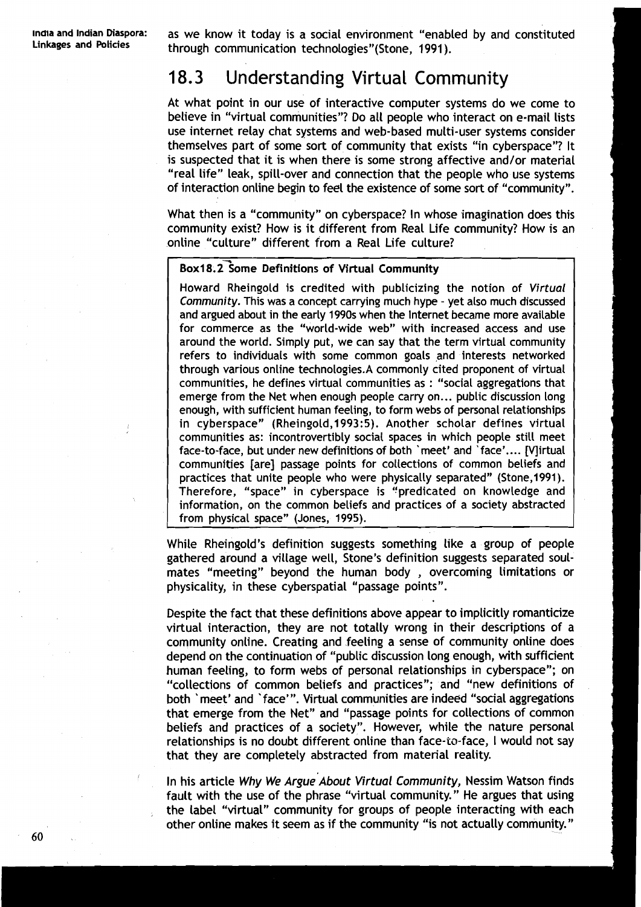as we know it today is a social environment "enabled by and constituted through communication technologies"(Stone, 1991).

## 18.3 Understanding Virtual Community

At what point in our use of interactive computer systems do we come to believe in "virtual communities"? Do all people who interact on e-mail lists use internet relay chat systems and web-based multi-user systems consider themselves part of some sort of community that exists "in cyberspace"? It is suspected that it is when there is some strong affective and/or material "real life" leak, spill-over and connection that the people who use systems of interaction online begin to feel the existence of some sort of "community".

What then is a "community" on cyberspace? In whose imagination does this community exist? How is it different from Real Life community? How is an online "culture" different from a Real Life culture?

> **Box18.2 Some Definitions of Virtual Community**
>
> Howard Rheingold is credited with publicizing the notion of *Virtual Community*. This was a concept carrying much hype - yet also much discussed and argued about in the early 1990s when the Internet became more available for commerce as the "world-wide web" with increased access and use around the world. Simply put, we can say that the term virtual community refers to individuals with some common goals and interests networked through various online technologies.A commonly cited proponent of virtual communities, he defines virtual communities as : "social aggregations that emerge from the Net when enough people carry on... public discussion long enough, with sufficient human feeling, to form webs of personal relationships in cyberspace" (Rheingold,1993:5). Another scholar defines virtual communities as: incontrovertibly social spaces in which people still meet face-to-face, but under new definitions of both `meet' and `face'.... [V]irtual communities [are] passage points for collections of common beliefs and practices that unite people who were physically separated" (Stone,1991). Therefore, "space" in cyberspace is "predicated on knowledge and information, on the common beliefs and practices of a society abstracted from physical space" (Jones, 1995).

While Rheingold's definition suggests something like a group of people gathered around a village well, Stone's definition suggests separated soul-mates "meeting" beyond the human body , overcoming limitations or physicality, in these cyberspatial "passage points".

Despite the fact that these definitions above appear to implicitly romanticize virtual interaction, they are not totally wrong in their descriptions of a community online. Creating and feeling a sense of community online does depend on the continuation of "public discussion long enough, with sufficient human feeling, to form webs of personal relationships in cyberspace"; on "collections of common beliefs and practices"; and "new definitions of both `meet' and `face'". Virtual communities are indeed "social aggregations that emerge from the Net" and "passage points for collections of common beliefs and practices of a society". However, while the nature personal relationships is no doubt different online than face-to-face, I would not say that they are completely abstracted from material reality.

In his article *Why We Argue About Virtual Community*, Nessim Watson finds fault with the use of the phrase "virtual community." He argues that using the label "virtual" community for groups of people interacting with each other online makes it seem as if the community "is not actually community."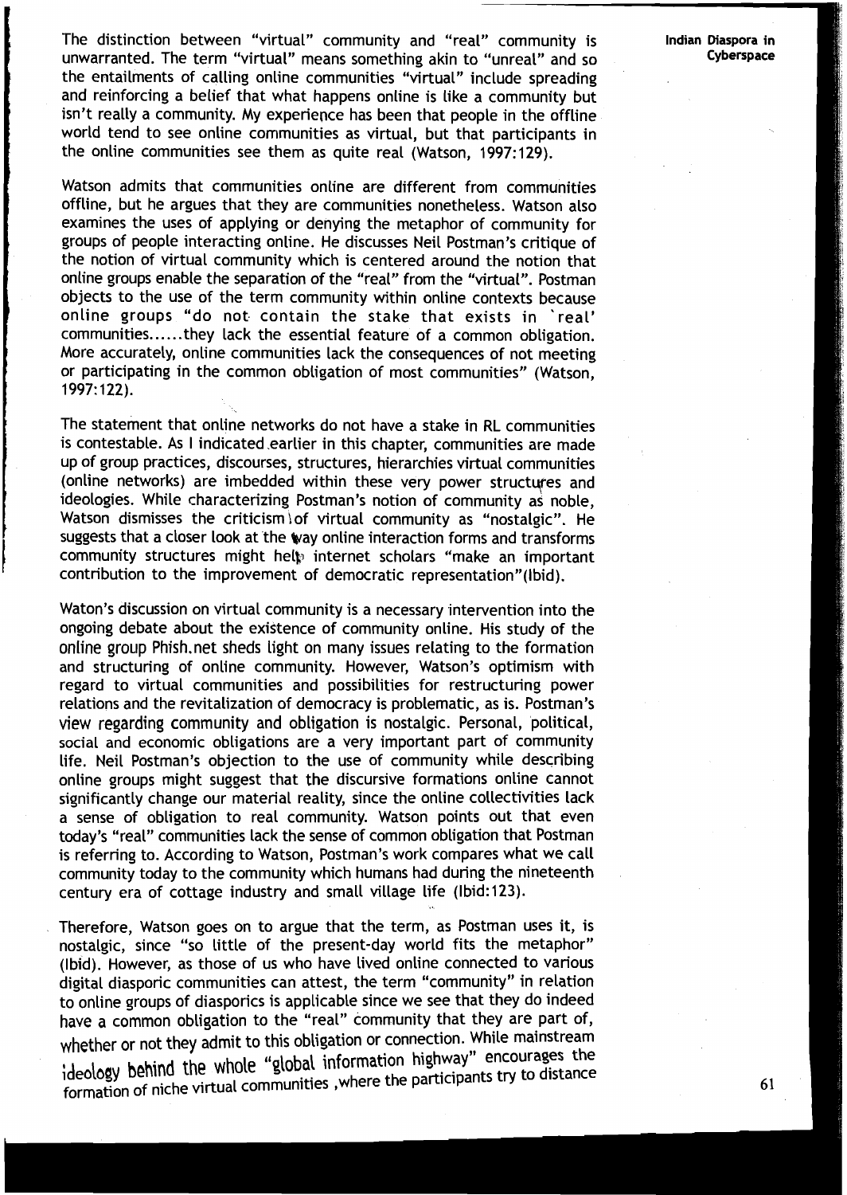The distinction between "virtual" community and "real" community is unwarranted. The term "virtual" means something akin to "unreal" and so the entailments of calling online communities "virtual" include spreading and reinforcing a belief that what happens online is like a community but isn't really a community. My experience has been that people in the offline world tend to see online communities as virtual, but that participants in the online communities see them as quite real (Watson, 1997:129).

Watson admits that communities online are different from communities offline, but he argues that they are communities nonetheless. Watson also examines the uses of applying or denying the metaphor of community for groups of people interacting online. He discusses Neil Postman's critique of the notion of virtual community which is centered around the notion that online groups enable the separation of the "real" from the "virtual". Postman objects to the use of the term community within online contexts because online groups "do not contain the stake that exists in 'real' communities......they lack the essential feature of a common obligation. More accurately, online communities lack the consequences of not meeting or participating in the common obligation of most communities" (Watson, 1997:122).

The statement that online networks do not have a stake in RL communities is contestable. As I indicated earlier in this chapter, communities are made up of group practices, discourses, structures, hierarchies virtual communities (online networks) are imbedded within these very power structures and ideologies. While characterizing Postman's notion of community as noble, Watson dismisses the criticism of virtual community as "nostalgic". He suggests that a closer look at the way online interaction forms and transforms community structures might help internet scholars "make an important contribution to the improvement of democratic representation"(Ibid).

Waton's discussion on virtual community is a necessary intervention into the ongoing debate about the existence of community online. His study of the online group Phish.net sheds light on many issues relating to the formation and structuring of online community. However, Watson's optimism with regard to virtual communities and possibilities for restructuring power relations and the revitalization of democracy is problematic, as is. Postman's view regarding community and obligation is nostalgic. Personal, political, social and economic obligations are a very important part of community life. Neil Postman's objection to the use of community while describing online groups might suggest that the discursive formations online cannot significantly change our material reality, since the online collectivities lack a sense of obligation to real community. Watson points out that even today's "real" communities lack the sense of common obligation that Postman is referring to. According to Watson, Postman's work compares what we call community today to the community which humans had during the nineteenth century era of cottage industry and small village life (Ibid:123).

Therefore, Watson goes on to argue that the term, as Postman uses it, is nostalgic, since "so little of the present-day world fits the metaphor" (Ibid). However, as those of us who have lived online connected to various digital diasporic communities can attest, the term "community" in relation to online groups of diasporics is applicable since we see that they do indeed have a common obligation to the "real" community that they are part of, whether or not they admit to this obligation or connection. While mainstream ideology behind the whole "global information highway" encourages the formation of niche virtual communities ,where the participants try to distance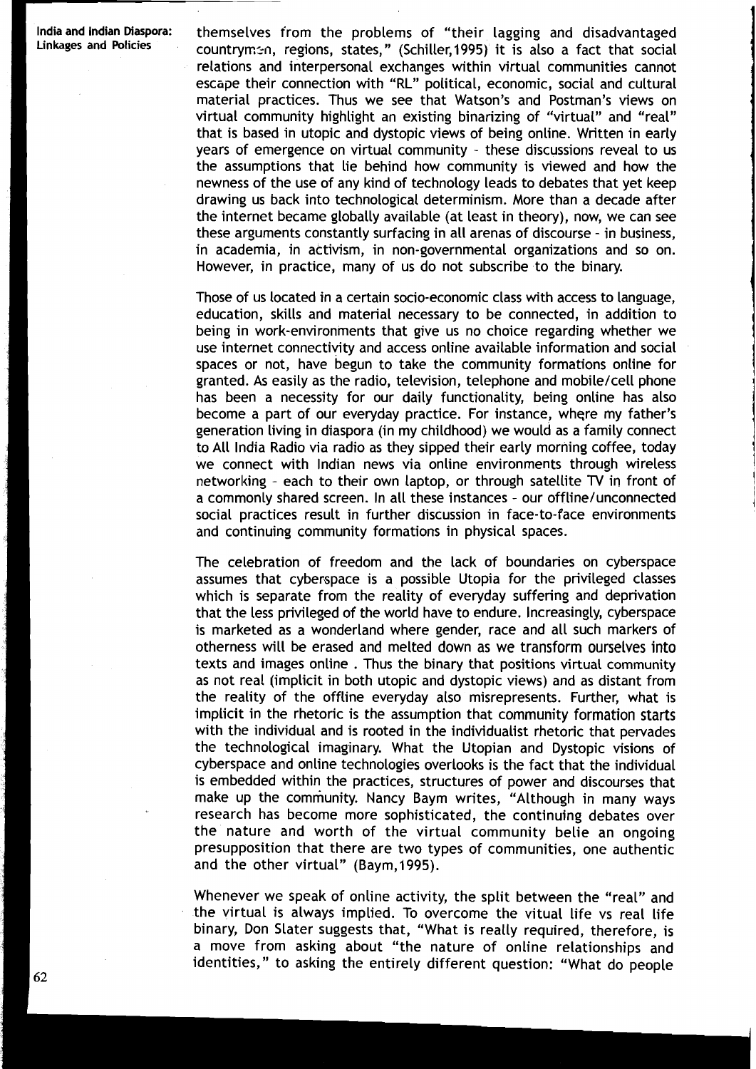themselves from the problems of "their lagging and disadvantaged countrymen, regions, states," (Schiller,1995) it is also a fact that social relations and interpersonal exchanges within virtual communities cannot escape their connection with "RL" political, economic, social and cultural material practices. Thus we see that Watson's and Postman's views on virtual community highlight an existing binarizing of "virtual" and "real" that is based in utopic and dystopic views of being online. Written in early years of emergence on virtual community - these discussions reveal to us the assumptions that lie behind how community is viewed and how the newness of the use of any kind of technology leads to debates that yet keep drawing us back into technological determinism. More than a decade after the internet became globally available (at least in theory), now, we can see these arguments constantly surfacing in all arenas of discourse - in business, in academia, in activism, in non-governmental organizations and so on. However, in practice, many of us do not subscribe to the binary.

Those of us located in a certain socio-economic class with access to language, education, skills and material necessary to be connected, in addition to being in work-environments that give us no choice regarding whether we use internet connectivity and access online available information and social spaces or not, have begun to take the community formations online for granted. As easily as the radio, television, telephone and mobile/cell phone has been a necessity for our daily functionality, being online has also become a part of our everyday practice. For instance, where my father's generation living in diaspora (in my childhood) we would as a family connect to All India Radio via radio as they sipped their early morning coffee, today we connect with Indian news via online environments through wireless networking - each to their own laptop, or through satellite TV in front of a commonly shared screen. In all these instances - our offline/unconnected social practices result in further discussion in face-to-face environments and continuing community formations in physical spaces.

The celebration of freedom and the lack of boundaries on cyberspace assumes that cyberspace is a possible Utopia for the privileged classes which is separate from the reality of everyday suffering and deprivation that the less privileged of the world have to endure. Increasingly, cyberspace is marketed as a wonderland where gender, race and all such markers of otherness will be erased and melted down as we transform ourselves into texts and images online . Thus the binary that positions virtual community as not real (implicit in both utopic and dystopic views) and as distant from the reality of the offline everyday also misrepresents. Further, what is implicit in the rhetoric is the assumption that community formation starts with the individual and is rooted in the individualist rhetoric that pervades the technological imaginary. What the Utopian and Dystopic visions of cyberspace and online technologies overlooks is the fact that the individual is embedded within the practices, structures of power and discourses that make up the community. Nancy Baym writes, "Although in many ways research has become more sophisticated, the continuing debates over the nature and worth of the virtual community belie an ongoing presupposition that there are two types of communities, one authentic and the other virtual" (Baym,1995).

Whenever we speak of online activity, the split between the "real" and the virtual is always implied. To overcome the vitual life vs real life binary, Don Slater suggests that, "What is really required, therefore, is a move from asking about "the nature of online relationships and identities," to asking the entirely different question: "What do people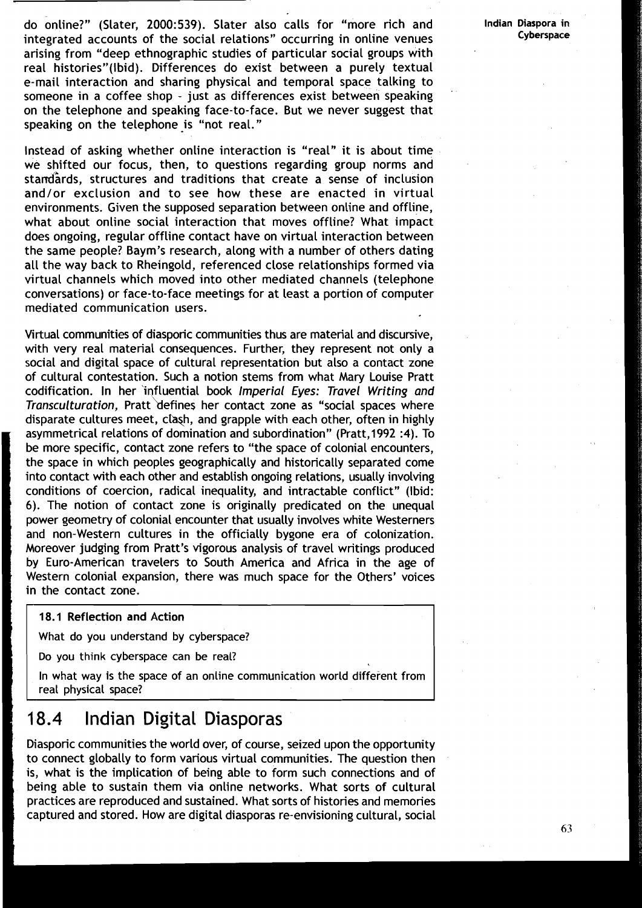do online?" (Slater, 2000:539). Slater also calls for "more rich and integrated accounts of the social relations" occurring in online venues arising from "deep ethnographic studies of particular social groups with real histories"(Ibid). Differences do exist between a purely textual e-mail interaction and sharing physical and temporal space talking to someone in a coffee shop - just as differences exist between speaking on the telephone and speaking face-to-face. But we never suggest that speaking on the telephone is "not real."

Instead of asking whether online interaction is "real" it is about time we shifted our focus, then, to questions regarding group norms and standards, structures and traditions that create a sense of inclusion and/or exclusion and to see how these are enacted in virtual environments. Given the supposed separation between online and offline, what about online social interaction that moves offline? What impact does ongoing, regular offline contact have on virtual interaction between the same people? Baym's research, along with a number of others dating all the way back to Rheingold, referenced close relationships formed via virtual channels which moved into other mediated channels (telephone conversations) or face-to-face meetings for at least a portion of computer mediated communication users.

Virtual communities of diasporic communities thus are material and discursive, with very real material consequences. Further, they represent not only a social and digital space of cultural representation but also a contact zone of cultural contestation. Such a notion stems from what Mary Louise Pratt codification. In her influential book *Imperial Eyes: Travel Writing and Transculturation*, Pratt defines her contact zone as "social spaces where disparate cultures meet, clash, and grapple with each other, often in highly asymmetrical relations of domination and subordination" (Pratt,1992 :4). To be more specific, contact zone refers to "the space of colonial encounters, the space in which peoples geographically and historically separated come into contact with each other and establish ongoing relations, usually involving conditions of coercion, radical inequality, and intractable conflict" (Ibid: 6). The notion of contact zone is originally predicated on the unequal power geometry of colonial encounter that usually involves white Westerners and non-Western cultures in the officially bygone era of colonization. Moreover judging from Pratt's vigorous analysis of travel writings produced by Euro-American travelers to South America and Africa in the age of Western colonial expansion, there was much space for the Others' voices in the contact zone.

**18.1 Reflection and Action**

What do you understand by cyberspace?

Do you think cyberspace can be real?

In what way is the space of an online communication world different from real physical space?

## 18.4 Indian Digital Diasporas

Diasporic communities the world over, of course, seized upon the opportunity to connect globally to form various virtual communities. The question then is, what is the implication of being able to form such connections and of being able to sustain them via online networks. What sorts of cultural practices are reproduced and sustained. What sorts of histories and memories captured and stored. How are digital diasporas re-envisioning cultural, social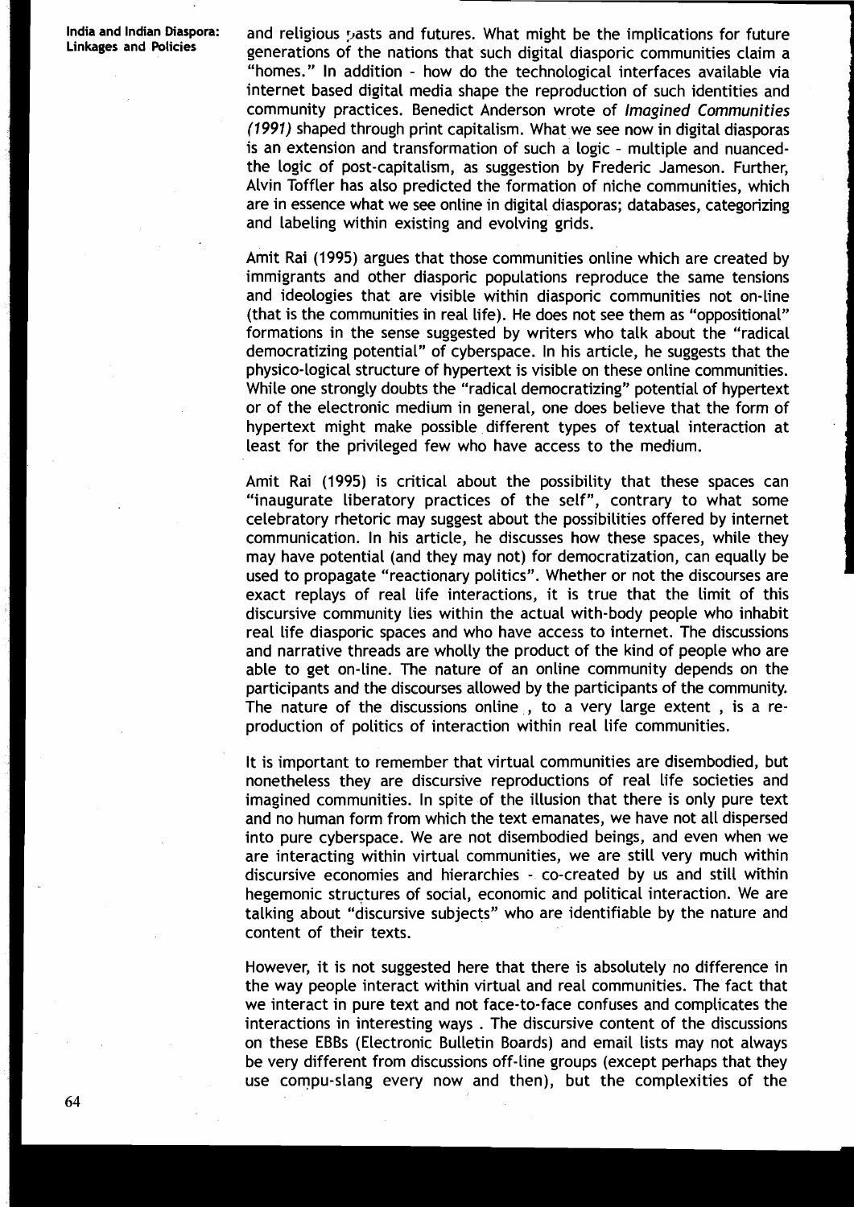and religious pasts and futures. What might be the implications for future generations of the nations that such digital diasporic communities claim a "homes." In addition - how do the technological interfaces available via internet based digital media shape the reproduction of such identities and community practices. Benedict Anderson wrote of *Imagined Communities (1991)* shaped through print capitalism. What we see now in digital diasporas is an extension and transformation of such a logic - multiple and nuanced- the logic of post-capitalism, as suggestion by Frederic Jameson. Further, Alvin Toffler has also predicted the formation of niche communities, which are in essence what we see online in digital diasporas; databases, categorizing and labeling within existing and evolving grids.

Amit Rai (1995) argues that those communities online which are created by immigrants and other diasporic populations reproduce the same tensions and ideologies that are visible within diasporic communities not on-line (that is the communities in real life). He does not see them as "oppositional" formations in the sense suggested by writers who talk about the "radical democratizing potential" of cyberspace. In his article, he suggests that the physico-logical structure of hypertext is visible on these online communities. While one strongly doubts the "radical democratizing" potential of hypertext or of the electronic medium in general, one does believe that the form of hypertext might make possible different types of textual interaction at least for the privileged few who have access to the medium.

Amit Rai (1995) is critical about the possibility that these spaces can "inaugurate liberatory practices of the self", contrary to what some celebratory rhetoric may suggest about the possibilities offered by internet communication. In his article, he discusses how these spaces, while they may have potential (and they may not) for democratization, can equally be used to propagate "reactionary politics". Whether or not the discourses are exact replays of real life interactions, it is true that the limit of this discursive community lies within the actual with-body people who inhabit real life diasporic spaces and who have access to internet. The discussions and narrative threads are wholly the product of the kind of people who are able to get on-line. The nature of an online community depends on the participants and the discourses allowed by the participants of the community. The nature of the discussions online , to a very large extent , is a re-production of politics of interaction within real life communities.

It is important to remember that virtual communities are disembodied, but nonetheless they are discursive reproductions of real life societies and imagined communities. In spite of the illusion that there is only pure text and no human form from which the text emanates, we have not all dispersed into pure cyberspace. We are not disembodied beings, and even when we are interacting within virtual communities, we are still very much within discursive economies and hierarchies - co-created by us and still within hegemonic structures of social, economic and political interaction. We are talking about "discursive subjects" who are identifiable by the nature and content of their texts.

However, it is not suggested here that there is absolutely no difference in the way people interact within virtual and real communities. The fact that we interact in pure text and not face-to-face confuses and complicates the interactions in interesting ways . The discursive content of the discussions on these EBBs (Electronic Bulletin Boards) and email lists may not always be very different from discussions off-line groups (except perhaps that they use compu-slang every now and then), but the complexities of the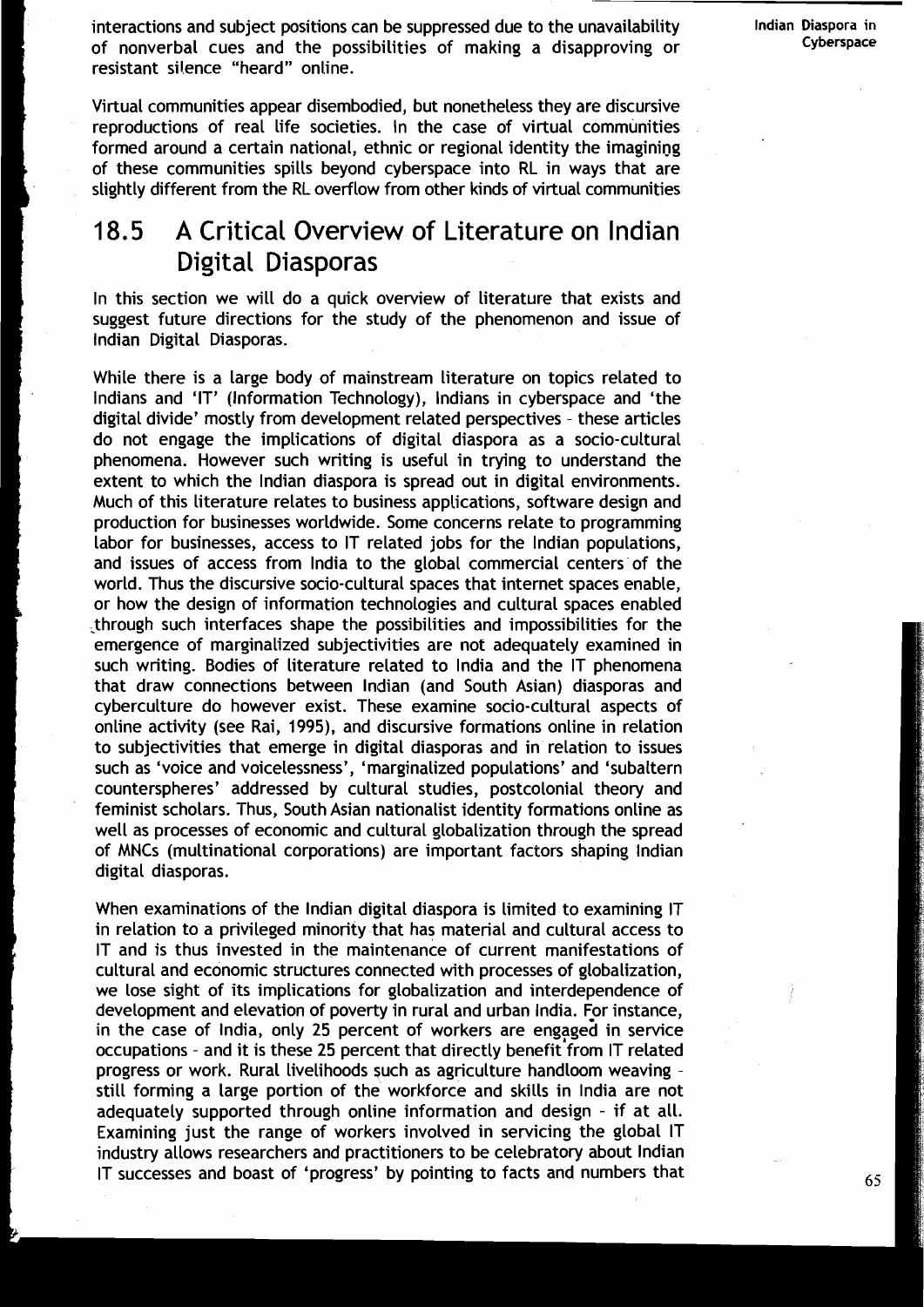interactions and subject positions can be suppressed due to the unavailability of nonverbal cues and the possibilities of making a disapproving or resistant silence "heard" online.

Virtual communities appear disembodied, but nonetheless they are discursive reproductions of real life societies. In the case of virtual communities formed around a certain national, ethnic or regional identity the imagining of these communities spills beyond cyberspace into RL in ways that are slightly different from the RL overflow from other kinds of virtual communities

## 18.5 A Critical Overview of Literature on Indian Digital Diasporas

In this section we will do a quick overview of literature that exists and suggest future directions for the study of the phenomenon and issue of Indian Digital Diasporas.

While there is a large body of mainstream literature on topics related to Indians and 'IT' (Information Technology), Indians in cyberspace and 'the digital divide' mostly from development related perspectives - these articles do not engage the implications of digital diaspora as a socio-cultural phenomena. However such writing is useful in trying to understand the extent to which the Indian diaspora is spread out in digital environments. Much of this literature relates to business applications, software design and production for businesses worldwide. Some concerns relate to programming labor for businesses, access to IT related jobs for the Indian populations, and issues of access from India to the global commercial centers of the world. Thus the discursive socio-cultural spaces that internet spaces enable, or how the design of information technologies and cultural spaces enabled through such interfaces shape the possibilities and impossibilities for the emergence of marginalized subjectivities are not adequately examined in such writing. Bodies of literature related to India and the IT phenomena that draw connections between Indian (and South Asian) diasporas and cyberculture do however exist. These examine socio-cultural aspects of online activity (see Rai, 1995), and discursive formations online in relation to subjectivities that emerge in digital diasporas and in relation to issues such as 'voice and voicelessness', 'marginalized populations' and 'subaltern counterspheres' addressed by cultural studies, postcolonial theory and feminist scholars. Thus, South Asian nationalist identity formations online as well as processes of economic and cultural globalization through the spread of MNCs (multinational corporations) are important factors shaping Indian digital diasporas.

When examinations of the Indian digital diaspora is limited to examining IT in relation to a privileged minority that has material and cultural access to IT and is thus invested in the maintenance of current manifestations of cultural and economic structures connected with processes of globalization, we lose sight of its implications for globalization and interdependence of development and elevation of poverty in rural and urban India. For instance, in the case of India, only 25 percent of workers are engaged in service occupations - and it is these 25 percent that directly benefit from IT related progress or work. Rural livelihoods such as agriculture handloom weaving - still forming a large portion of the workforce and skills in India are not adequately supported through online information and design - if at all. Examining just the range of workers involved in servicing the global IT industry allows researchers and practitioners to be celebratory about Indian IT successes and boast of 'progress' by pointing to facts and numbers that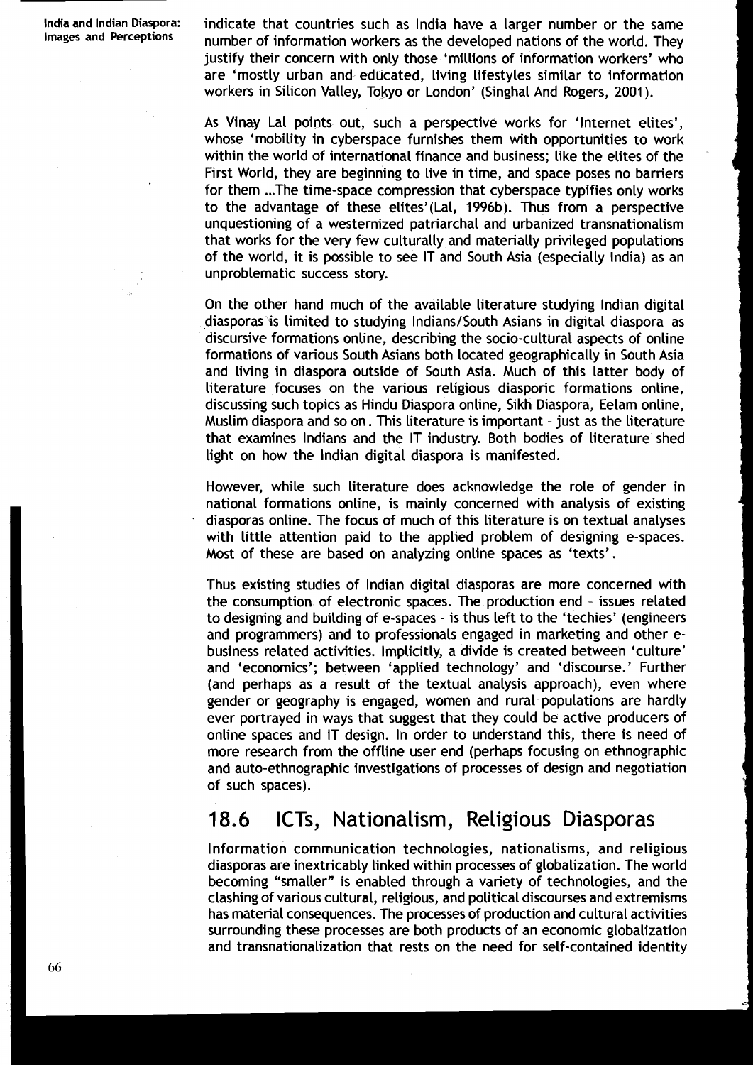indicate that countries such as India have a larger number or the same number of information workers as the developed nations of the world. They justify their concern with only those 'millions of information workers' who are 'mostly urban and educated, living lifestyles similar to information workers in Silicon Valley, Tokyo or London' (Singhal And Rogers, 2001).

As Vinay Lal points out, such a perspective works for 'Internet elites', whose 'mobility in cyberspace furnishes them with opportunities to work within the world of international finance and business; like the elites of the First World, they are beginning to live in time, and space poses no barriers for them ...The time-space compression that cyberspace typifies only works to the advantage of these elites'(Lal, 1996b). Thus from a perspective unquestioning of a westernized patriarchal and urbanized transnationalism that works for the very few culturally and materially privileged populations of the world, it is possible to see IT and South Asia (especially India) as an unproblematic success story.

On the other hand much of the available literature studying Indian digital diasporas is limited to studying Indians/South Asians in digital diaspora as discursive formations online, describing the socio-cultural aspects of online formations of various South Asians both located geographically in South Asia and living in diaspora outside of South Asia. Much of this latter body of literature focuses on the various religious diasporic formations online, discussing such topics as Hindu Diaspora online, Sikh Diaspora, Eelam online, Muslim diaspora and so on. This literature is important - just as the literature that examines Indians and the IT industry. Both bodies of literature shed light on how the Indian digital diaspora is manifested.

However, while such literature does acknowledge the role of gender in national formations online, is mainly concerned with analysis of existing diasporas online. The focus of much of this literature is on textual analyses with little attention paid to the applied problem of designing e-spaces. Most of these are based on analyzing online spaces as 'texts'.

Thus existing studies of Indian digital diasporas are more concerned with the consumption of electronic spaces. The production end - issues related to designing and building of e-spaces - is thus left to the 'techies' (engineers and programmers) and to professionals engaged in marketing and other e-business related activities. Implicitly, a divide is created between 'culture' and 'economics'; between 'applied technology' and 'discourse.' Further (and perhaps as a result of the textual analysis approach), even where gender or geography is engaged, women and rural populations are hardly ever portrayed in ways that suggest that they could be active producers of online spaces and IT design. In order to understand this, there is need of more research from the offline user end (perhaps focusing on ethnographic and auto-ethnographic investigations of processes of design and negotiation of such spaces).

## 18.6 ICTs, Nationalism, Religious Diasporas

Information communication technologies, nationalisms, and religious diasporas are inextricably linked within processes of globalization. The world becoming "smaller" is enabled through a variety of technologies, and the clashing of various cultural, religious, and political discourses and extremisms has material consequences. The processes of production and cultural activities surrounding these processes are both products of an economic globalization and transnationalization that rests on the need for self-contained identity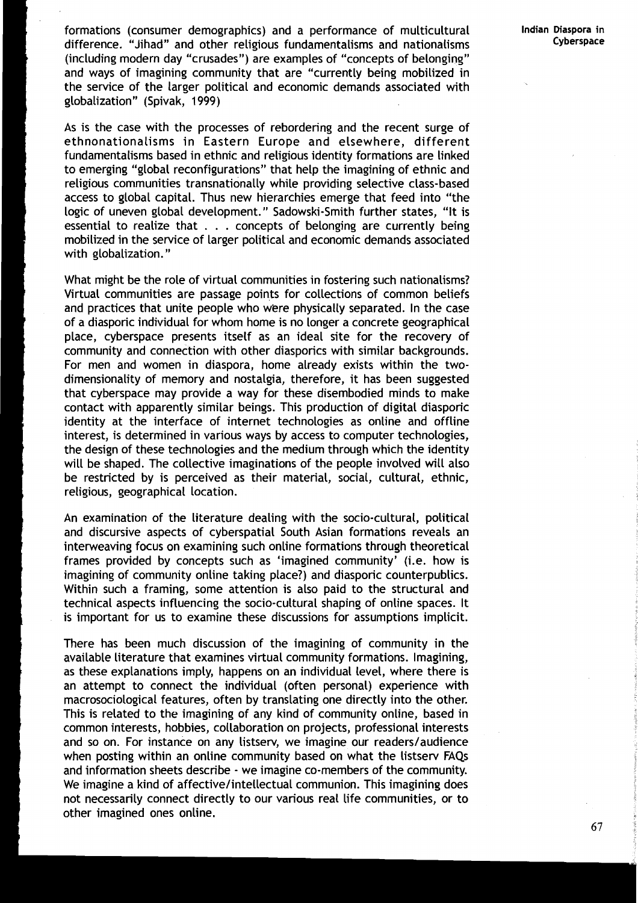formations (consumer demographics) and a performance of multicultural difference. "Jihad" and other religious fundamentalisms and nationalisms (including modern day "crusades") are examples of "concepts of belonging" and ways of imagining community that are "currently being mobilized in the service of the larger political and economic demands associated with globalization" (Spivak, 1999)

As is the case with the processes of rebordering and the recent surge of ethnonationalisms in Eastern Europe and elsewhere, different fundamentalisms based in ethnic and religious identity formations are linked to emerging "global reconfigurations" that help the imagining of ethnic and religious communities transnationally while providing selective class-based access to global capital. Thus new hierarchies emerge that feed into "the logic of uneven global development." Sadowski-Smith further states, "It is essential to realize that . . . concepts of belonging are currently being mobilized in the service of larger political and economic demands associated with globalization."

What might be the role of virtual communities in fostering such nationalisms? Virtual communities are passage points for collections of common beliefs and practices that unite people who were physically separated. In the case of a diasporic individual for whom home is no longer a concrete geographical place, cyberspace presents itself as an ideal site for the recovery of community and connection with other diasporics with similar backgrounds. For men and women in diaspora, home already exists within the two-dimensionality of memory and nostalgia, therefore, it has been suggested that cyberspace may provide a way for these disembodied minds to make contact with apparently similar beings. This production of digital diasporic identity at the interface of internet technologies as online and offline interest, is determined in various ways by access to computer technologies, the design of these technologies and the medium through which the identity will be shaped. The collective imaginations of the people involved will also be restricted by is perceived as their material, social, cultural, ethnic, religious, geographical location.

An examination of the literature dealing with the socio-cultural, political and discursive aspects of cyberspatial South Asian formations reveals an interweaving focus on examining such online formations through theoretical frames provided by concepts such as 'imagined community' (i.e. how is imagining of community online taking place?) and diasporic counterpublics. Within such a framing, some attention is also paid to the structural and technical aspects influencing the socio-cultural shaping of online spaces. It is important for us to examine these discussions for assumptions implicit.

There has been much discussion of the imagining of community in the available literature that examines virtual community formations. Imagining, as these explanations imply, happens on an individual level, where there is an attempt to connect the individual (often personal) experience with macrosociological features, often by translating one directly into the other. This is related to the imagining of any kind of community online, based in common interests, hobbies, collaboration on projects, professional interests and so on. For instance on any listserv, we imagine our readers/audience when posting within an online community based on what the listserv FAQs and information sheets describe - we imagine co-members of the community. We imagine a kind of affective/intellectual communion. This imagining does not necessarily connect directly to our various real life communities, or to other imagined ones online.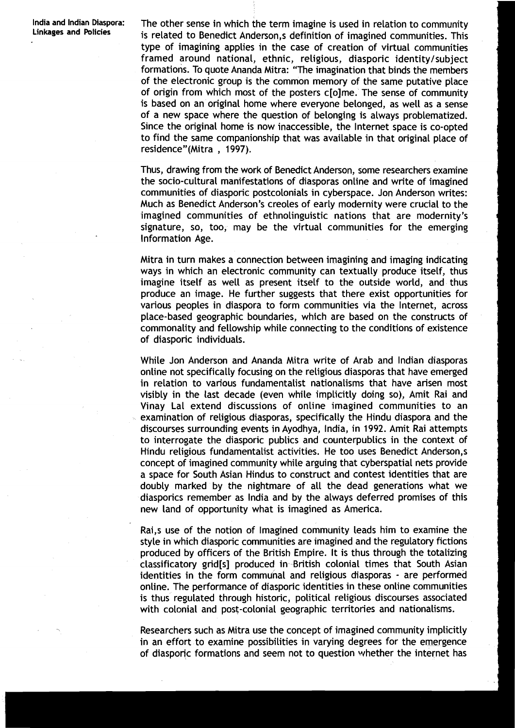The other sense in which the term imagine is used in relation to community is related to Benedict Anderson,s definition of imagined communities. This type of imagining applies in the case of creation of virtual communities framed around national, ethnic, religious, diasporic identity/subject formations. To quote Ananda Mitra: "The imagination that binds the members of the electronic group is the common memory of the same putative place of origin from which most of the posters c[o]me. The sense of community is based on an original home where everyone belonged, as well as a sense of a new space where the question of belonging is always problematized. Since the original home is now inaccessible, the Internet space is co-opted to find the same companionship that was available in that original place of residence"(Mitra , 1997).

Thus, drawing from the work of Benedict Anderson, some researchers examine the socio-cultural manifestations of diasporas online and write of imagined communities of diasporic postcolonials in cyberspace. Jon Anderson writes: Much as Benedict Anderson's creoles of early modernity were crucial to the imagined communities of ethnolinguistic nations that are modernity's signature, so, too, may be the virtual communities for the emerging Information Age.

Mitra in turn makes a connection between imagining and imaging indicating ways in which an electronic community can textually produce itself, thus imagine itself as well as present itself to the outside world, and thus produce an image. He further suggests that there exist opportunities for various peoples in diaspora to form communities via the Internet, across place-based geographic boundaries, which are based on the constructs of commonality and fellowship while connecting to the conditions of existence of diasporic individuals.

While Jon Anderson and Ananda Mitra write of Arab and Indian diasporas online not specifically focusing on the religious diasporas that have emerged in relation to various fundamentalist nationalisms that have arisen most visibly in the last decade (even while implicitly doing so), Amit Rai and Vinay Lal extend discussions of online imagined communities to an examination of religious diasporas, specifically the Hindu diaspora and the discourses surrounding events in Ayodhya, India, in 1992. Amit Rai attempts to interrogate the diasporic publics and counterpublics in the context of Hindu religious fundamentalist activities. He too uses Benedict Anderson,s concept of imagined community while arguing that cyberspatial nets provide a space for South Asian Hindus to construct and contest identities that are doubly marked by the nightmare of all the dead generations what we diasporics remember as India and by the always deferred promises of this new land of opportunity what is imagined as America.

Rai,s use of the notion of Imagined community leads him to examine the style in which diasporic communities are imagined and the regulatory fictions produced by officers of the British Empire. It is thus through the totalizing classificatory grid[s] produced in British colonial times that South Asian identities in the form communal and religious diasporas - are performed online. The performance of diasporic identities in these online communities is thus regulated through historic, political religious discourses associated with colonial and post-colonial geographic territories and nationalisms.

Researchers such as Mitra use the concept of imagined community implicitly in an effort to examine possibilities in varying degrees for the emergence of diasporic formations and seem not to question whether the internet has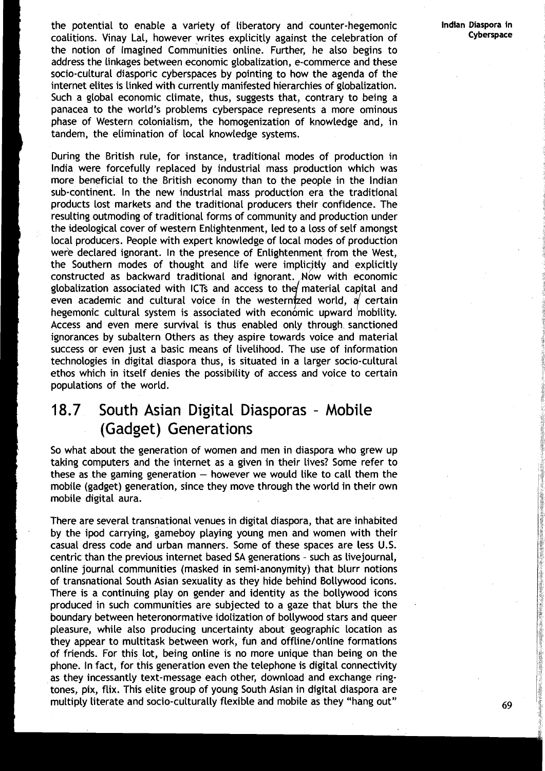the potential to enable a variety of liberatory and counter-hegemonic coalitions. Vinay Lal, however writes explicitly against the celebration of the notion of Imagined Communities online. Further, he also begins to address the linkages between economic globalization, e-commerce and these socio-cultural diasporic cyberspaces by pointing to how the agenda of the internet elites is linked with currently manifested hierarchies of globalization. Such a global economic climate, thus, suggests that, contrary to being a panacea to the world's problems cyberspace represents a more ominous phase of Western colonialism, the homogenization of knowledge and, in tandem, the elimination of local knowledge systems.

During the British rule, for instance, traditional modes of production in India were forcefully replaced by industrial mass production which was more beneficial to the British economy than to the people in the Indian sub-continent. In the new industrial mass production era the traditional products lost markets and the traditional producers their confidence. The resulting outmoding of traditional forms of community and production under the ideological cover of western Enlightenment, led to a loss of self amongst local producers. People with expert knowledge of local modes of production were declared ignorant. In the presence of Enlightenment from the West, the Southern modes of thought and life were implicitly and explicitly constructed as backward traditional and ignorant. Now with economic globalization associated with ICTs and access to the material capital and even academic and cultural voice in the westernized world, a certain hegemonic cultural system is associated with economic upward mobility. Access and even mere survival is thus enabled only through sanctioned ignorances by subaltern Others as they aspire towards voice and material success or even just a basic means of livelihood. The use of information technologies in digital diaspora thus, is situated in a larger socio-cultural ethos which in itself denies the possibility of access and voice to certain populations of the world.

## 18.7 South Asian Digital Diasporas - Mobile (Gadget) Generations

So what about the generation of women and men in diaspora who grew up taking computers and the internet as a given in their lives? Some refer to these as the gaming generation – however we would like to call them the mobile (gadget) generation, since they move through the world in their own mobile digital aura.

There are several transnational venues in digital diaspora, that are inhabited by the ipod carrying, gameboy playing young men and women with their casual dress code and urban manners. Some of these spaces are less U.S. centric than the previous internet based SA generations - such as livejournal, online journal communities (masked in semi-anonymity) that blurr notions of transnational South Asian sexuality as they hide behind Bollywood icons. There is a continuing play on gender and identity as the bollywood icons produced in such communities are subjected to a gaze that blurs the the boundary between heteronormative idolization of bollywood stars and queer pleasure, while also producing uncertainty about geographic location as they appear to multitask between work, fun and offline/online formations of friends. For this lot, being online is no more unique than being on the phone. In fact, for this generation even the telephone is digital connectivity as they incessantly text-message each other, download and exchange ring-tones, pix, flix. This elite group of young South Asian in digital diaspora are multiply literate and socio-culturally flexible and mobile as they "hang out"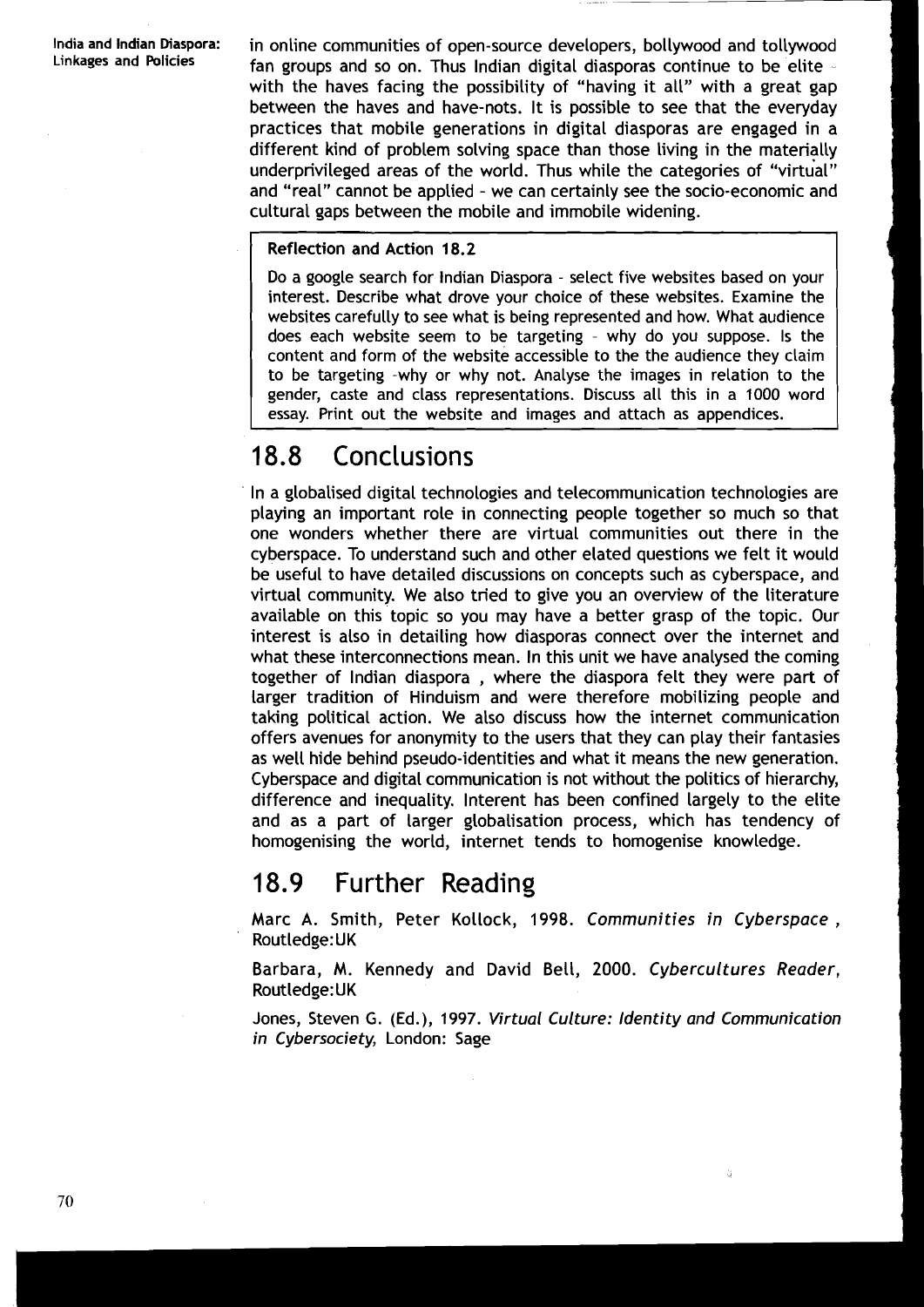in online communities of open-source developers, bollywood and tollywood fan groups and so on. Thus Indian digital diasporas continue to be elite - with the haves facing the possibility of "having it all" with a great gap between the haves and have-nots. It is possible to see that the everyday practices that mobile generations in digital diasporas are engaged in a different kind of problem solving space than those living in the materially underprivileged areas of the world. Thus while the categories of "virtual" and "real" cannot be applied - we can certainly see the socio-economic and cultural gaps between the mobile and immobile widening.

> **Reflection and Action 18.2**
>
> Do a google search for Indian Diaspora - select five websites based on your interest. Describe what drove your choice of these websites. Examine the websites carefully to see what is being represented and how. What audience does each website seem to be targeting - why do you suppose. Is the content and form of the website accessible to the the audience they claim to be targeting -why or why not. Analyse the images in relation to the gender, caste and class representations. Discuss all this in a 1000 word essay. Print out the website and images and attach as appendices.

## 18.8 Conclusions

In a globalised digital technologies and telecommunication technologies are playing an important role in connecting people together so much so that one wonders whether there are virtual communities out there in the cyberspace. To understand such and other elated questions we felt it would be useful to have detailed discussions on concepts such as cyberspace, and virtual community. We also tried to give you an overview of the literature available on this topic so you may have a better grasp of the topic. Our interest is also in detailing how diasporas connect over the internet and what these interconnections mean. In this unit we have analysed the coming together of Indian diaspora , where the diaspora felt they were part of larger tradition of Hinduism and were therefore mobilizing people and taking political action. We also discuss how the internet communication offers avenues for anonymity to the users that they can play their fantasies as well hide behind pseudo-identities and what it means the new generation. Cyberspace and digital communication is not without the politics of hierarchy, difference and inequality. Interent has been confined largely to the elite and as a part of larger globalisation process, which has tendency of homogenising the world, internet tends to homogenise knowledge.

## 18.9 Further Reading

Marc A. Smith, Peter Kollock, 1998. *Communities in Cyberspace* , Routledge:UK

Barbara, M. Kennedy and David Bell, 2000. *Cybercultures Reader*, Routledge:UK

Jones, Steven G. (Ed.), 1997. *Virtual Culture: Identity and Communication in Cybersociety,* London: Sage